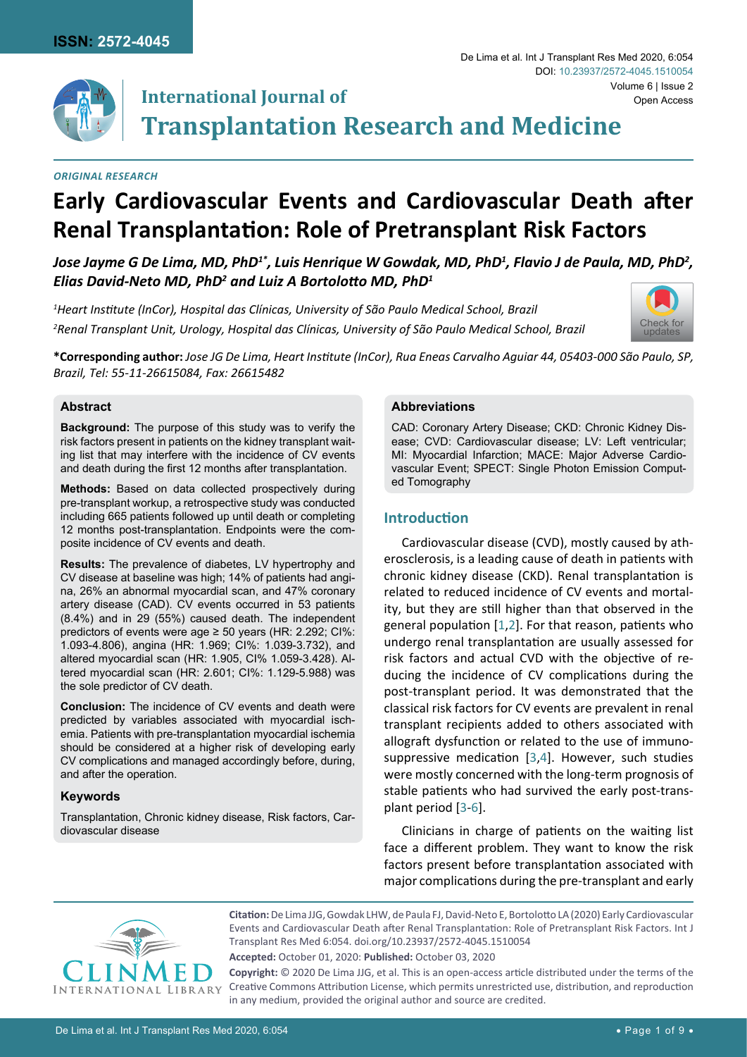ISSN: 2572-4045

# International Journal of Transplantation Research and Medicine

*ORIGINAL RESEARCH*

# Early Cardiovascular Events and Cardiovascular Death after Renal Transplantation: Role of Pretransplant Risk Factors

***Jose Jayme G De Lima, MD, PhD[1*], Luis Henrique W Gowdak, MD, PhD[1], Flavio J de Paula, MD, PhD[2], Elias David-Neto MD, PhD[2] and Luiz A Bortolotto MD, PhD[1]***

*[1]Heart Institute (InCor), Hospital das Clínicas, University of São Paulo Medical School, Brazil*

*[2]Renal Transplant Unit, Urology, Hospital das Clínicas, University of São Paulo Medical School, Brazil*

**\*Corresponding author:** *Jose JG De Lima, Heart Institute (InCor), Rua Eneas Carvalho Aguiar 44, 05403-000 São Paulo, SP, Brazil, Tel: 55-11-26615084, Fax: 26615482*

### Abstract

**Background:** The purpose of this study was to verify the risk factors present in patients on the kidney transplant waiting list that may interfere with the incidence of CV events and death during the first 12 months after transplantation.

**Methods:** Based on data collected prospectively during pre-transplant workup, a retrospective study was conducted including 665 patients followed up until death or completing 12 months post-transplantation. Endpoints were the composite incidence of CV events and death.

**Results:** The prevalence of diabetes, LV hypertrophy and CV disease at baseline was high; 14% of patients had angina, 26% an abnormal myocardial scan, and 47% coronary artery disease (CAD). CV events occurred in 53 patients (8.4%) and in 29 (55%) caused death. The independent predictors of events were age ≥ 50 years (HR: 2.292; CI%: 1.093-4.806), angina (HR: 1.969; CI%: 1.039-3.732), and altered myocardial scan (HR: 1.905, CI% 1.059-3.428). Altered myocardial scan (HR: 2.601; CI%: 1.129-5.988) was the sole predictor of CV death.

**Conclusion:** The incidence of CV events and death were predicted by variables associated with myocardial ischemia. Patients with pre-transplantation myocardial ischemia should be considered at a higher risk of developing early CV complications and managed accordingly before, during, and after the operation.

### Keywords

Transplantation, Chronic kidney disease, Risk factors, Cardiovascular disease

### Abbreviations

CAD: Coronary Artery Disease; CKD: Chronic Kidney Disease; CVD: Cardiovascular disease; LV: Left ventricular; MI: Myocardial Infarction; MACE: Major Adverse Cardiovascular Event; SPECT: Single Photon Emission Computed Tomography

## Introduction

Cardiovascular disease (CVD), mostly caused by atherosclerosis, is a leading cause of death in patients with chronic kidney disease (CKD). Renal transplantation is related to reduced incidence of CV events and mortality, but they are still higher than that observed in the general population [1,2]. For that reason, patients who undergo renal transplantation are usually assessed for risk factors and actual CVD with the objective of reducing the incidence of CV complications during the post-transplant period. It was demonstrated that the classical risk factors for CV events are prevalent in renal transplant recipients added to others associated with allograft dysfunction or related to the use of immunosuppressive medication [3,4]. However, such studies were mostly concerned with the long-term prognosis of stable patients who had survived the early post-transplant period [3-6].

Clinicians in charge of patients on the waiting list face a different problem. They want to know the risk factors present before transplantation associated with major complications during the pre-transplant and early

**Citation:** De Lima JJG, Gowdak LHW, de Paula FJ, David-Neto E, Bortolotto LA (2020) Early Cardiovascular Events and Cardiovascular Death after Renal Transplantation: Role of Pretransplant Risk Factors. Int J Transplant Res Med 6:054. doi.org/10.23937/2572-4045.1510054

**Accepted:** October 01, 2020: **Published:** October 03, 2020

**Copyright:** © 2020 De Lima JJG, et al. This is an open-access article distributed under the terms of the Creative Commons Attribution License, which permits unrestricted use, distribution, and reproduction in any medium, provided the original author and source are credited.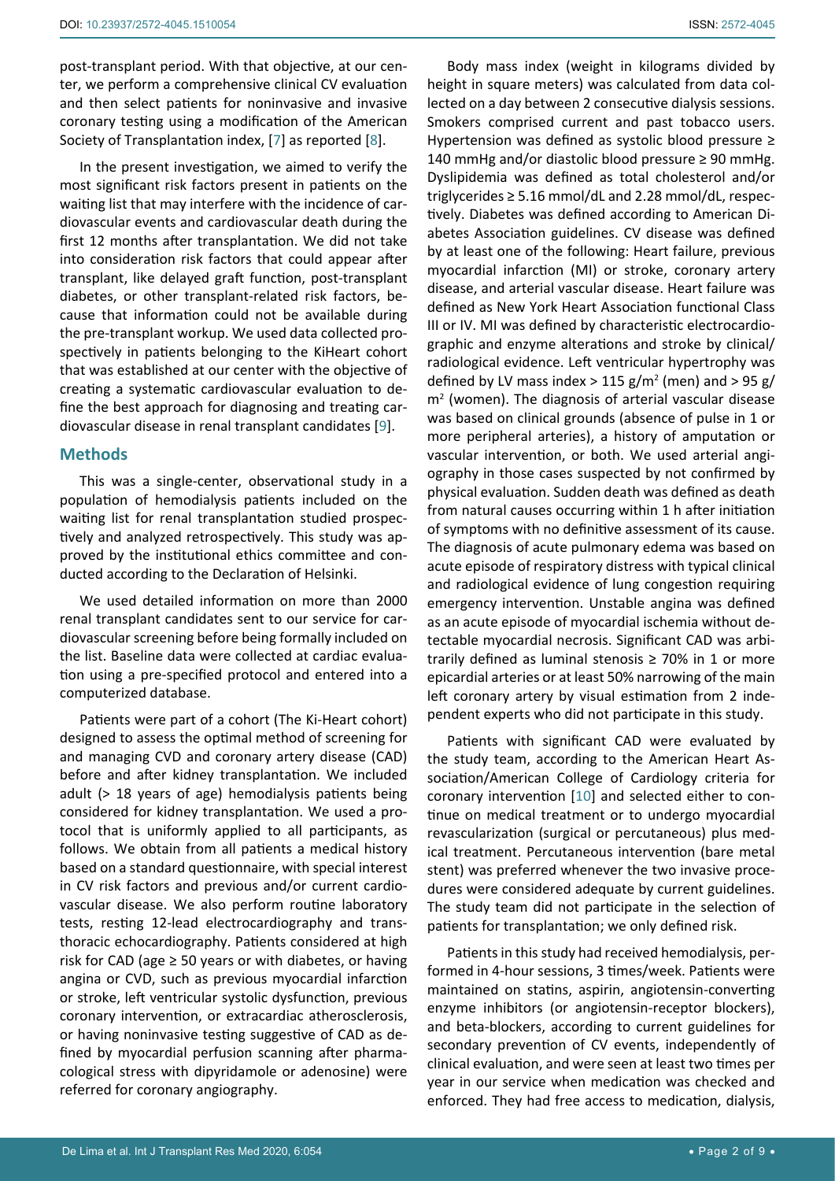post-transplant period. With that objective, at our center, we perform a comprehensive clinical CV evaluation and then select patients for noninvasive and invasive coronary testing using a modification of the American Society of Transplantation index, [7] as reported [8].

In the present investigation, we aimed to verify the most significant risk factors present in patients on the waiting list that may interfere with the incidence of cardiovascular events and cardiovascular death during the first 12 months after transplantation. We did not take into consideration risk factors that could appear after transplant, like delayed graft function, post-transplant diabetes, or other transplant-related risk factors, because that information could not be available during the pre-transplant workup. We used data collected prospectively in patients belonging to the KiHeart cohort that was established at our center with the objective of creating a systematic cardiovascular evaluation to define the best approach for diagnosing and treating cardiovascular disease in renal transplant candidates [9].

## Methods

This was a single-center, observational study in a population of hemodialysis patients included on the waiting list for renal transplantation studied prospectively and analyzed retrospectively. This study was approved by the institutional ethics committee and conducted according to the Declaration of Helsinki.

We used detailed information on more than 2000 renal transplant candidates sent to our service for cardiovascular screening before being formally included on the list. Baseline data were collected at cardiac evaluation using a pre-specified protocol and entered into a computerized database.

Patients were part of a cohort (The Ki-Heart cohort) designed to assess the optimal method of screening for and managing CVD and coronary artery disease (CAD) before and after kidney transplantation. We included adult (> 18 years of age) hemodialysis patients being considered for kidney transplantation. We used a protocol that is uniformly applied to all participants, as follows. We obtain from all patients a medical history based on a standard questionnaire, with special interest in CV risk factors and previous and/or current cardiovascular disease. We also perform routine laboratory tests, resting 12-lead electrocardiography and transthoracic echocardiography. Patients considered at high risk for CAD (age ≥ 50 years or with diabetes, or having angina or CVD, such as previous myocardial infarction or stroke, left ventricular systolic dysfunction, previous coronary intervention, or extracardiac atherosclerosis, or having noninvasive testing suggestive of CAD as defined by myocardial perfusion scanning after pharmacological stress with dipyridamole or adenosine) were referred for coronary angiography.

Body mass index (weight in kilograms divided by height in square meters) was calculated from data collected on a day between 2 consecutive dialysis sessions. Smokers comprised current and past tobacco users. Hypertension was defined as systolic blood pressure ≥ 140 mmHg and/or diastolic blood pressure ≥ 90 mmHg. Dyslipidemia was defined as total cholesterol and/or triglycerides ≥ 5.16 mmol/dL and 2.28 mmol/dL, respectively. Diabetes was defined according to American Diabetes Association guidelines. CV disease was defined by at least one of the following: Heart failure, previous myocardial infarction (MI) or stroke, coronary artery disease, and arterial vascular disease. Heart failure was defined as New York Heart Association functional Class III or IV. MI was defined by characteristic electrocardiographic and enzyme alterations and stroke by clinical/radiological evidence. Left ventricular hypertrophy was defined by LV mass index > 115 g/$m^2$ (men) and > 95 g/$m^2$ (women). The diagnosis of arterial vascular disease was based on clinical grounds (absence of pulse in 1 or more peripheral arteries), a history of amputation or vascular intervention, or both. We used arterial angiography in those cases suspected by not confirmed by physical evaluation. Sudden death was defined as death from natural causes occurring within 1 h after initiation of symptoms with no definitive assessment of its cause. The diagnosis of acute pulmonary edema was based on acute episode of respiratory distress with typical clinical and radiological evidence of lung congestion requiring emergency intervention. Unstable angina was defined as an acute episode of myocardial ischemia without detectable myocardial necrosis. Significant CAD was arbitrarily defined as luminal stenosis ≥ 70% in 1 or more epicardial arteries or at least 50% narrowing of the main left coronary artery by visual estimation from 2 independent experts who did not participate in this study.

Patients with significant CAD were evaluated by the study team, according to the American Heart Association/American College of Cardiology criteria for coronary intervention [10] and selected either to continue on medical treatment or to undergo myocardial revascularization (surgical or percutaneous) plus medical treatment. Percutaneous intervention (bare metal stent) was preferred whenever the two invasive procedures were considered adequate by current guidelines. The study team did not participate in the selection of patients for transplantation; we only defined risk.

Patients in this study had received hemodialysis, performed in 4-hour sessions, 3 times/week. Patients were maintained on statins, aspirin, angiotensin-converting enzyme inhibitors (or angiotensin-receptor blockers), and beta-blockers, according to current guidelines for secondary prevention of CV events, independently of clinical evaluation, and were seen at least two times per year in our service when medication was checked and enforced. They had free access to medication, dialysis,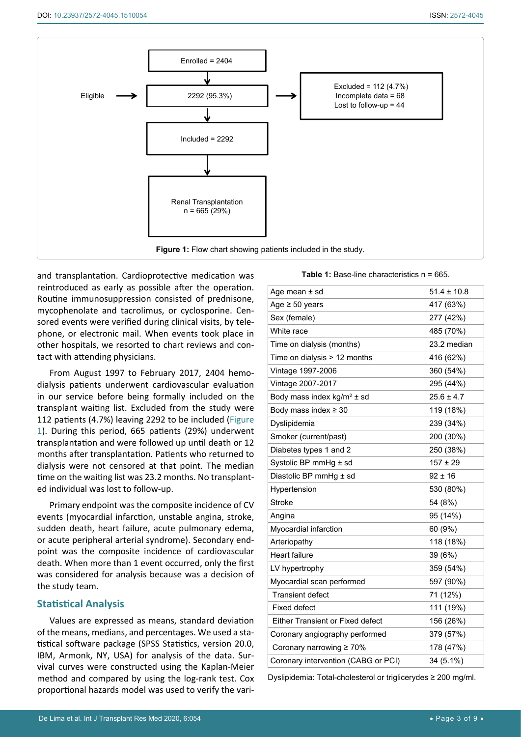Enrolled = 2404

Eligible → 2292 (95.3%) → Excluded = 112 (4.7%)
Incomplete data = 68
Lost to follow-up = 44

Included = 2292

Renal Transplantation
n = 665 (29%)

**Figure 1:** Flow chart showing patients included in the study.

and transplantation. Cardioprotective medication was reintroduced as early as possible after the operation. Routine immunosuppression consisted of prednisone, mycophenolate and tacrolimus, or cyclosporine. Censored events were verified during clinical visits, by telephone, or electronic mail. When events took place in other hospitals, we resorted to chart reviews and contact with attending physicians.

From August 1997 to February 2017, 2404 hemodialysis patients underwent cardiovascular evaluation in our service before being formally included on the transplant waiting list. Excluded from the study were 112 patients (4.7%) leaving 2292 to be included (Figure 1). During this period, 665 patients (29%) underwent transplantation and were followed up until death or 12 months after transplantation. Patients who returned to dialysis were not censored at that point. The median time on the waiting list was 23.2 months. No transplanted individual was lost to follow-up.

Primary endpoint was the composite incidence of CV events (myocardial infarction, unstable angina, stroke, sudden death, heart failure, acute pulmonary edema, or acute peripheral arterial syndrome). Secondary endpoint was the composite incidence of cardiovascular death. When more than 1 event occurred, only the first was considered for analysis because was a decision of the study team.

## Statistical Analysis

Values are expressed as means, standard deviation of the means, medians, and percentages. We used a statistical software package (SPSS Statistics, version 20.0, IBM, Armonk, NY, USA) for analysis of the data. Survival curves were constructed using the Kaplan-Meier method and compared by using the log-rank test. Cox proportional hazards model was used to verify the vari-

**Table 1:** Base-line characteristics n = 665.

| | |
|---|---|
| Age mean ± sd | 51.4 ± 10.8 |
| Age ≥ 50 years | 417 (63%) |
| Sex (female) | 277 (42%) |
| White race | 485 (70%) |
| Time on dialysis (months) | 23.2 median |
| Time on dialysis > 12 months | 416 (62%) |
| Vintage 1997-2006 | 360 (54%) |
| Vintage 2007-2017 | 295 (44%) |
| Body mass index kg/m$^2$ ± sd | 25.6 ± 4.7 |
| Body mass index ≥ 30 | 119 (18%) |
| Dyslipidemia | 239 (34%) |
| Smoker (current/past) | 200 (30%) |
| Diabetes types 1 and 2 | 250 (38%) |
| Systolic BP mmHg ± sd | 157 ± 29 |
| Diastolic BP mmHg ± sd | 92 ± 16 |
| Hypertension | 530 (80%) |
| Stroke | 54 (8%) |
| Angina | 95 (14%) |
| Myocardial infarction | 60 (9%) |
| Arteriopathy | 118 (18%) |
| Heart failure | 39 (6%) |
| LV hypertrophy | 359 (54%) |
| Myocardial scan performed | 597 (90%) |
| Transient defect | 71 (12%) |
| Fixed defect | 111 (19%) |
| Either Transient or Fixed defect | 156 (26%) |
| Coronary angiography performed | 379 (57%) |
| Coronary narrowing ≥ 70% | 178 (47%) |
| Coronary intervention (CABG or PCI) | 34 (5.1%) |

Dyslipidemia: Total-cholesterol or triglicerydes ≥ 200 mg/ml.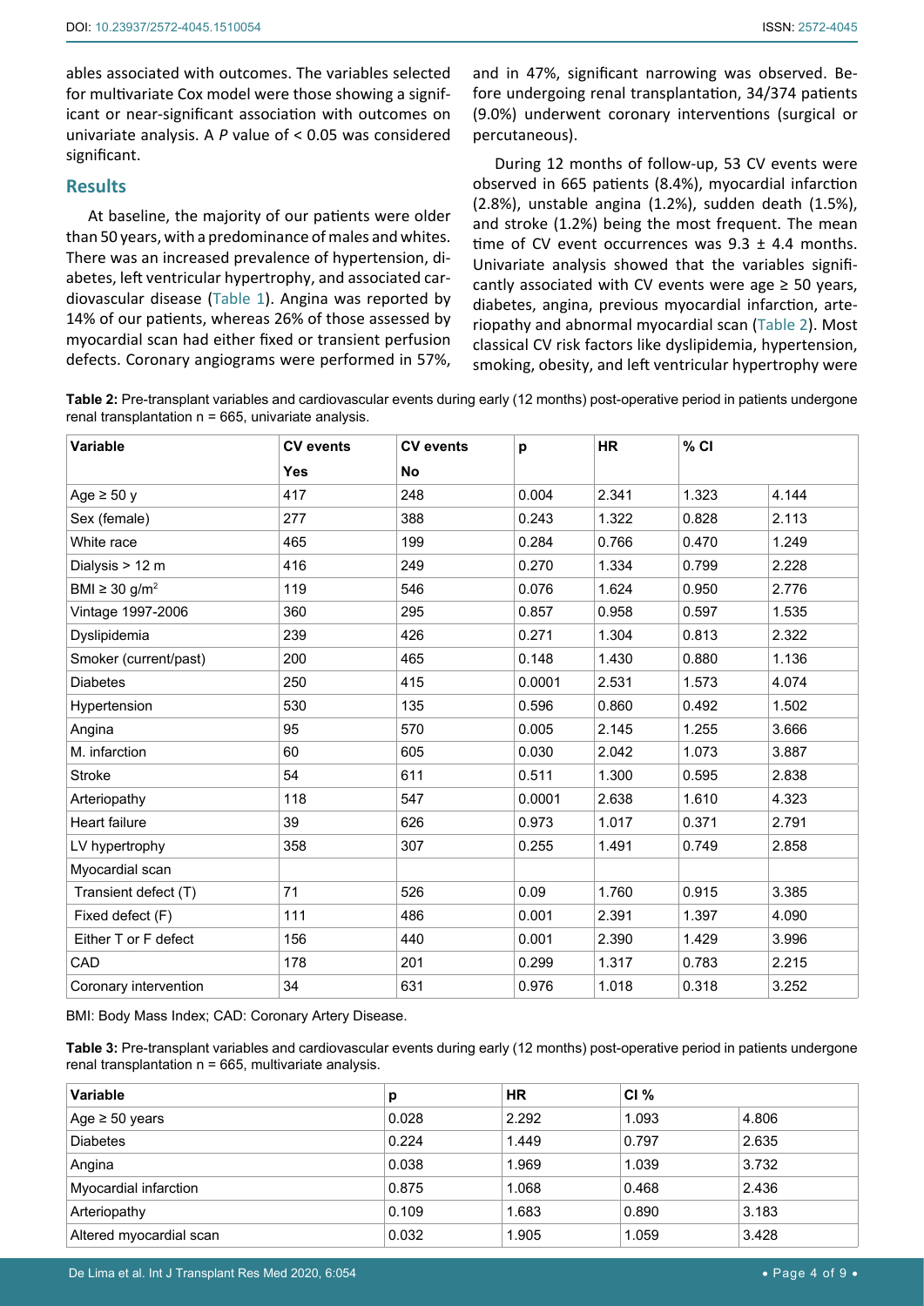ables associated with outcomes. The variables selected for multivariate Cox model were those showing a significant or near-significant association with outcomes on univariate analysis. A *P* value of < 0.05 was considered significant.

## Results

At baseline, the majority of our patients were older than 50 years, with a predominance of males and whites. There was an increased prevalence of hypertension, diabetes, left ventricular hypertrophy, and associated cardiovascular disease (Table 1). Angina was reported by 14% of our patients, whereas 26% of those assessed by myocardial scan had either fixed or transient perfusion defects. Coronary angiograms were performed in 57%, and in 47%, significant narrowing was observed. Before undergoing renal transplantation, 34/374 patients (9.0%) underwent coronary interventions (surgical or percutaneous).

During 12 months of follow-up, 53 CV events were observed in 665 patients (8.4%), myocardial infarction (2.8%), unstable angina (1.2%), sudden death (1.5%), and stroke (1.2%) being the most frequent. The mean time of CV event occurrences was 9.3 ± 4.4 months. Univariate analysis showed that the variables significantly associated with CV events were age ≥ 50 years, diabetes, angina, previous myocardial infarction, arteriopathy and abnormal myocardial scan (Table 2). Most classical CV risk factors like dyslipidemia, hypertension, smoking, obesity, and left ventricular hypertrophy were

**Table 2:** Pre-transplant variables and cardiovascular events during early (12 months) post-operative period in patients undergone renal transplantation n = 665, univariate analysis.

| Variable | CV events | CV events | p | HR | % CI | |
|---|---|---|---|---|---|---|
| | Yes | No | | | | |
| Age ≥ 50 y | 417 | 248 | 0.004 | 2.341 | 1.323 | 4.144 |
| Sex (female) | 277 | 388 | 0.243 | 1.322 | 0.828 | 2.113 |
| White race | 465 | 199 | 0.284 | 0.766 | 0.470 | 1.249 |
| Dialysis > 12 m | 416 | 249 | 0.270 | 1.334 | 0.799 | 2.228 |
| BMI ≥ 30 g/m$^2$ | 119 | 546 | 0.076 | 1.624 | 0.950 | 2.776 |
| Vintage 1997-2006 | 360 | 295 | 0.857 | 0.958 | 0.597 | 1.535 |
| Dyslipidemia | 239 | 426 | 0.271 | 1.304 | 0.813 | 2.322 |
| Smoker (current/past) | 200 | 465 | 0.148 | 1.430 | 0.880 | 1.136 |
| Diabetes | 250 | 415 | 0.0001 | 2.531 | 1.573 | 4.074 |
| Hypertension | 530 | 135 | 0.596 | 0.860 | 0.492 | 1.502 |
| Angina | 95 | 570 | 0.005 | 2.145 | 1.255 | 3.666 |
| M. infarction | 60 | 605 | 0.030 | 2.042 | 1.073 | 3.887 |
| Stroke | 54 | 611 | 0.511 | 1.300 | 0.595 | 2.838 |
| Arteriopathy | 118 | 547 | 0.0001 | 2.638 | 1.610 | 4.323 |
| Heart failure | 39 | 626 | 0.973 | 1.017 | 0.371 | 2.791 |
| LV hypertrophy | 358 | 307 | 0.255 | 1.491 | 0.749 | 2.858 |
| Myocardial scan | | | | | | |
| Transient defect (T) | 71 | 526 | 0.09 | 1.760 | 0.915 | 3.385 |
| Fixed defect (F) | 111 | 486 | 0.001 | 2.391 | 1.397 | 4.090 |
| Either T or F defect | 156 | 440 | 0.001 | 2.390 | 1.429 | 3.996 |
| CAD | 178 | 201 | 0.299 | 1.317 | 0.783 | 2.215 |
| Coronary intervention | 34 | 631 | 0.976 | 1.018 | 0.318 | 3.252 |

BMI: Body Mass Index; CAD: Coronary Artery Disease.

**Table 3:** Pre-transplant variables and cardiovascular events during early (12 months) post-operative period in patients undergone renal transplantation n = 665, multivariate analysis.

| Variable | p | HR | CI % | |
|---|---|---|---|---|
| Age ≥ 50 years | 0.028 | 2.292 | 1.093 | 4.806 |
| Diabetes | 0.224 | 1.449 | 0.797 | 2.635 |
| Angina | 0.038 | 1.969 | 1.039 | 3.732 |
| Myocardial infarction | 0.875 | 1.068 | 0.468 | 2.436 |
| Arteriopathy | 0.109 | 1.683 | 0.890 | 3.183 |
| Altered myocardial scan | 0.032 | 1.905 | 1.059 | 3.428 |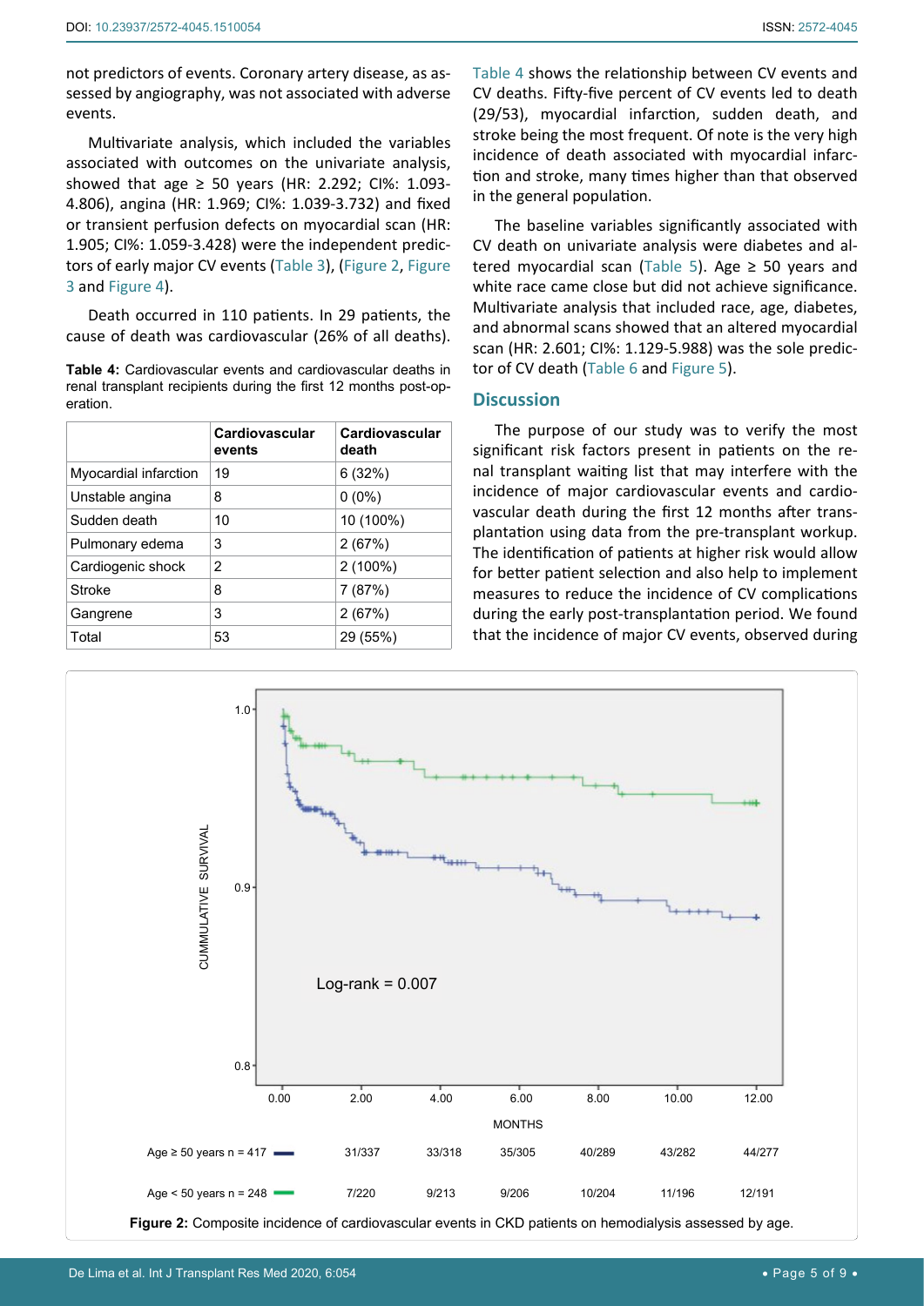not predictors of events. Coronary artery disease, as assessed by angiography, was not associated with adverse events.

Multivariate analysis, which included the variables associated with outcomes on the univariate analysis, showed that age ≥ 50 years (HR: 2.292; CI%: 1.093-4.806), angina (HR: 1.969; CI%: 1.039-3.732) and fixed or transient perfusion defects on myocardial scan (HR: 1.905; CI%: 1.059-3.428) were the independent predictors of early major CV events (Table 3), (Figure 2, Figure 3 and Figure 4).

Death occurred in 110 patients. In 29 patients, the cause of death was cardiovascular (26% of all deaths).

**Table 4:** Cardiovascular events and cardiovascular deaths in renal transplant recipients during the first 12 months post-operation.

| | Cardiovascular events | Cardiovascular death |
|---|---|---|
| Myocardial infarction | 19 | 6 (32%) |
| Unstable angina | 8 | 0 (0%) |
| Sudden death | 10 | 10 (100%) |
| Pulmonary edema | 3 | 2 (67%) |
| Cardiogenic shock | 2 | 2 (100%) |
| Stroke | 8 | 7 (87%) |
| Gangrene | 3 | 2 (67%) |
| Total | 53 | 29 (55%) |

Table 4 shows the relationship between CV events and CV deaths. Fifty-five percent of CV events led to death (29/53), myocardial infarction, sudden death, and stroke being the most frequent. Of note is the very high incidence of death associated with myocardial infarction and stroke, many times higher than that observed in the general population.

The baseline variables significantly associated with CV death on univariate analysis were diabetes and altered myocardial scan (Table 5). Age ≥ 50 years and white race came close but did not achieve significance. Multivariate analysis that included race, age, diabetes, and abnormal scans showed that an altered myocardial scan (HR: 2.601; CI%: 1.129-5.988) was the sole predictor of CV death (Table 6 and Figure 5).

## Discussion

The purpose of our study was to verify the most significant risk factors present in patients on the renal transplant waiting list that may interfere with the incidence of major cardiovascular events and cardiovascular death during the first 12 months after transplantation using data from the pre-transplant workup. The identification of patients at higher risk would allow for better patient selection and also help to implement measures to reduce the incidence of CV complications during the early post-transplantation period. We found that the incidence of major CV events, observed during

| | 2.00 | 4.00 | 6.00 | 8.00 | 10.00 | 12.00 |
|---|---|---|---|---|---|---|
| Age ≥ 50 years n = 417 | 31/337 | 33/318 | 35/305 | 40/289 | 43/282 | 44/277 |
| Age < 50 years n = 248 | 7/220 | 9/213 | 9/206 | 10/204 | 11/196 | 12/191 |

**Figure 2:** Composite incidence of cardiovascular events in CKD patients on hemodialysis assessed by age.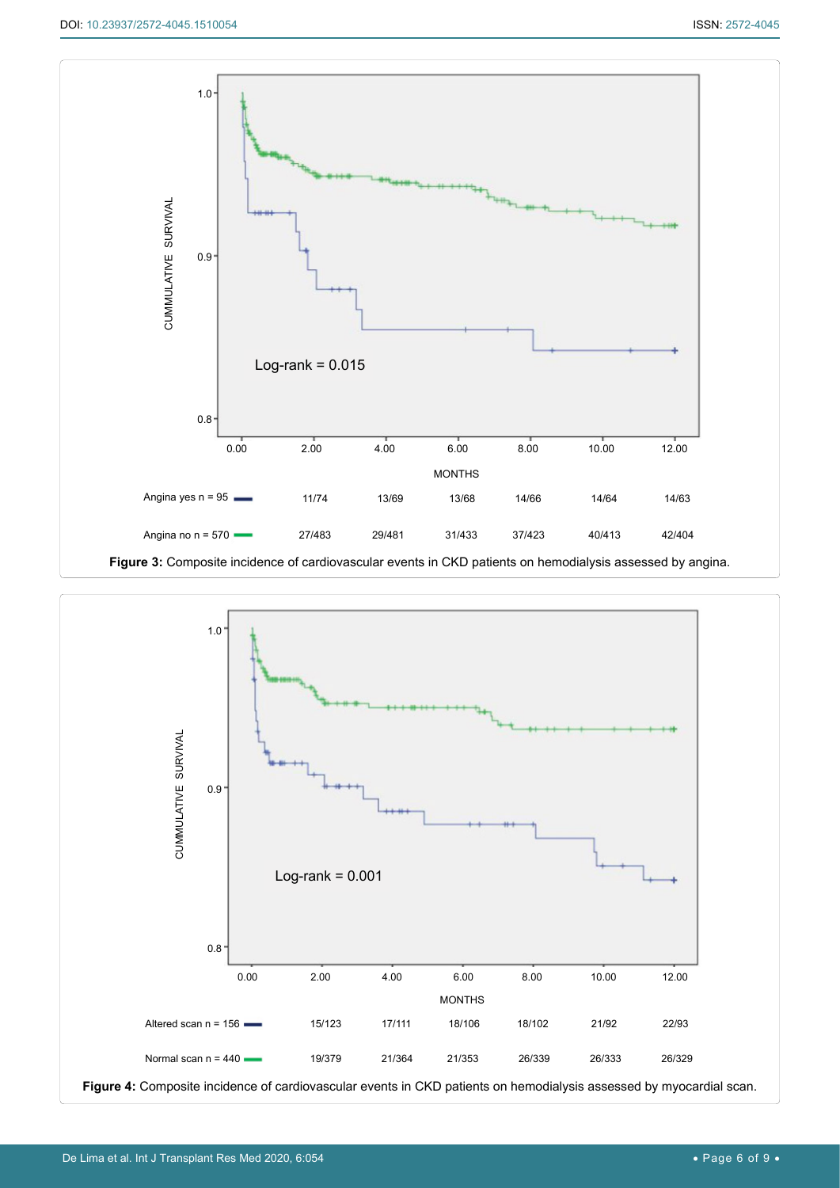Log-rank = 0.015

| | 2.00 | 4.00 | 6.00 | 8.00 | 10.00 | 12.00 |
|---|---|---|---|---|---|---|
| Angina yes n = 95 | 11/74 | 13/69 | 13/68 | 14/66 | 14/64 | 14/63 |
| Angina no n = 570 | 27/483 | 29/481 | 31/433 | 37/423 | 40/413 | 42/404 |

**Figure 3:** Composite incidence of cardiovascular events in CKD patients on hemodialysis assessed by angina.

Log-rank = 0.001

| | 2.00 | 4.00 | 6.00 | 8.00 | 10.00 | 12.00 |
|---|---|---|---|---|---|---|
| Altered scan n = 156 | 15/123 | 17/111 | 18/106 | 18/102 | 21/92 | 22/93 |
| Normal scan n = 440 | 19/379 | 21/364 | 21/353 | 26/339 | 26/333 | 26/329 |

**Figure 4:** Composite incidence of cardiovascular events in CKD patients on hemodialysis assessed by myocardial scan.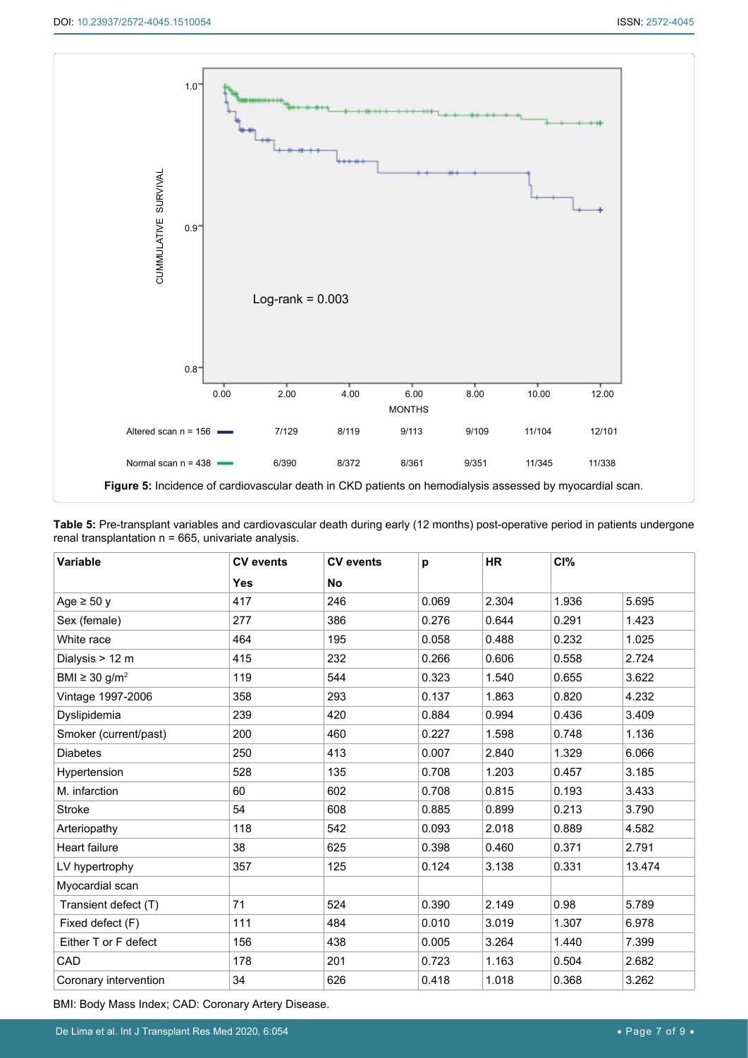Figure 5: Incidence of cardiovascular death in CKD patients on hemodialysis assessed by myocardial scan.

**Table 5:** Pre-transplant variables and cardiovascular death during early (12 months) post-operative period in patients undergone renal transplantation n = 665, univariate analysis.

| Variable | CV events | CV events | p | HR | CI% | |
|---|---|---|---|---|---|---|
| | Yes | No | | | | |
| Age ≥ 50 y | 417 | 246 | 0.069 | 2.304 | 1.936 | 5.695 |
| Sex (female) | 277 | 386 | 0.276 | 0.644 | 0.291 | 1.423 |
| White race | 464 | 195 | 0.058 | 0.488 | 0.232 | 1.025 |
| Dialysis > 12 m | 415 | 232 | 0.266 | 0.606 | 0.558 | 2.724 |
| BMI ≥ 30 g/m$^2$ | 119 | 544 | 0.323 | 1.540 | 0.655 | 3.622 |
| Vintage 1997-2006 | 358 | 293 | 0.137 | 1.863 | 0.820 | 4.232 |
| Dyslipidemia | 239 | 420 | 0.884 | 0.994 | 0.436 | 3.409 |
| Smoker (current/past) | 200 | 460 | 0.227 | 1.598 | 0.748 | 1.136 |
| Diabetes | 250 | 413 | 0.007 | 2.840 | 1.329 | 6.066 |
| Hypertension | 528 | 135 | 0.708 | 1.203 | 0.457 | 3.185 |
| M. infarction | 60 | 602 | 0.708 | 0.815 | 0.193 | 3.433 |
| Stroke | 54 | 608 | 0.885 | 0.899 | 0.213 | 3.790 |
| Arteriopathy | 118 | 542 | 0.093 | 2.018 | 0.889 | 4.582 |
| Heart failure | 38 | 625 | 0.398 | 0.460 | 0.371 | 2.791 |
| LV hypertrophy | 357 | 125 | 0.124 | 3.138 | 0.331 | 13.474 |
| Myocardial scan | | | | | | |
| Transient defect (T) | 71 | 524 | 0.390 | 2.149 | 0.98 | 5.789 |
| Fixed defect (F) | 111 | 484 | 0.010 | 3.019 | 1.307 | 6.978 |
| Either T or F defect | 156 | 438 | 0.005 | 3.264 | 1.440 | 7.399 |
| CAD | 178 | 201 | 0.723 | 1.163 | 0.504 | 2.682 |
| Coronary intervention | 34 | 626 | 0.418 | 1.018 | 0.368 | 3.262 |

BMI: Body Mass Index; CAD: Coronary Artery Disease.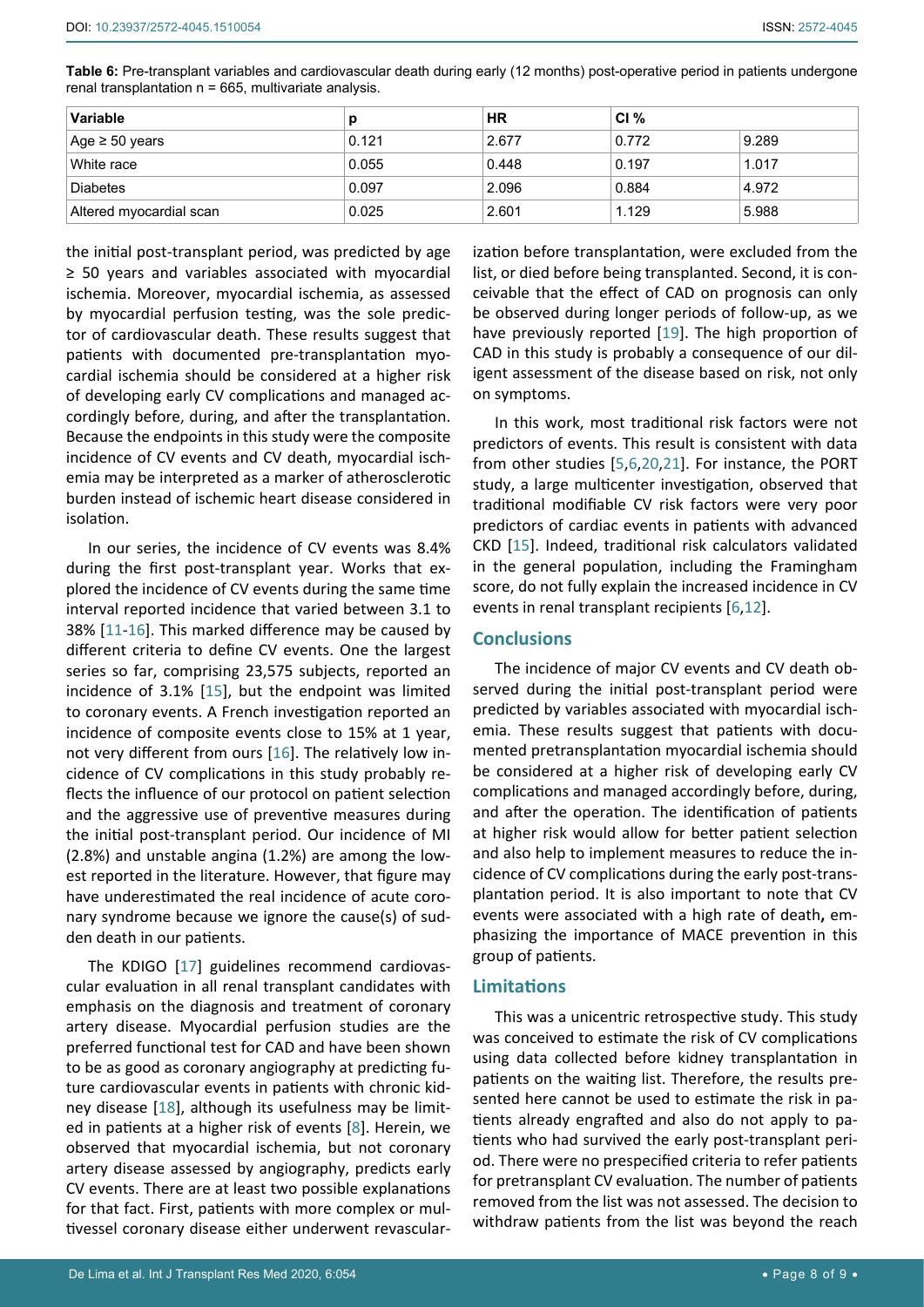**Table 6:** Pre-transplant variables and cardiovascular death during early (12 months) post-operative period in patients undergone renal transplantation n = 665, multivariate analysis.

| Variable | p | HR | CI % | |
|---|---|---|---|---|
| Age ≥ 50 years | 0.121 | 2.677 | 0.772 | 9.289 |
| White race | 0.055 | 0.448 | 0.197 | 1.017 |
| Diabetes | 0.097 | 2.096 | 0.884 | 4.972 |
| Altered myocardial scan | 0.025 | 2.601 | 1.129 | 5.988 |

the initial post-transplant period, was predicted by age ≥ 50 years and variables associated with myocardial ischemia. Moreover, myocardial ischemia, as assessed by myocardial perfusion testing, was the sole predictor of cardiovascular death. These results suggest that patients with documented pre-transplantation myocardial ischemia should be considered at a higher risk of developing early CV complications and managed accordingly before, during, and after the transplantation. Because the endpoints in this study were the composite incidence of CV events and CV death, myocardial ischemia may be interpreted as a marker of atherosclerotic burden instead of ischemic heart disease considered in isolation.

In our series, the incidence of CV events was 8.4% during the first post-transplant year. Works that explored the incidence of CV events during the same time interval reported incidence that varied between 3.1 to 38% [11-16]. This marked difference may be caused by different criteria to define CV events. One the largest series so far, comprising 23,575 subjects, reported an incidence of 3.1% [15], but the endpoint was limited to coronary events. A French investigation reported an incidence of composite events close to 15% at 1 year, not very different from ours [16]. The relatively low incidence of CV complications in this study probably reflects the influence of our protocol on patient selection and the aggressive use of preventive measures during the initial post-transplant period. Our incidence of MI (2.8%) and unstable angina (1.2%) are among the lowest reported in the literature. However, that figure may have underestimated the real incidence of acute coronary syndrome because we ignore the cause(s) of sudden death in our patients.

The KDIGO [17] guidelines recommend cardiovascular evaluation in all renal transplant candidates with emphasis on the diagnosis and treatment of coronary artery disease. Myocardial perfusion studies are the preferred functional test for CAD and have been shown to be as good as coronary angiography at predicting future cardiovascular events in patients with chronic kidney disease [18], although its usefulness may be limited in patients at a higher risk of events [8]. Herein, we observed that myocardial ischemia, but not coronary artery disease assessed by angiography, predicts early CV events. There are at least two possible explanations for that fact. First, patients with more complex or multivessel coronary disease either underwent revascularization before transplantation, were excluded from the list, or died before being transplanted. Second, it is conceivable that the effect of CAD on prognosis can only be observed during longer periods of follow-up, as we have previously reported [19]. The high proportion of CAD in this study is probably a consequence of our diligent assessment of the disease based on risk, not only on symptoms.

In this work, most traditional risk factors were not predictors of events. This result is consistent with data from other studies [5,6,20,21]. For instance, the PORT study, a large multicenter investigation, observed that traditional modifiable CV risk factors were very poor predictors of cardiac events in patients with advanced CKD [15]. Indeed, traditional risk calculators validated in the general population, including the Framingham score, do not fully explain the increased incidence in CV events in renal transplant recipients [6,12].

## Conclusions

The incidence of major CV events and CV death observed during the initial post-transplant period were predicted by variables associated with myocardial ischemia. These results suggest that patients with documented pretransplantation myocardial ischemia should be considered at a higher risk of developing early CV complications and managed accordingly before, during, and after the operation. The identification of patients at higher risk would allow for better patient selection and also help to implement measures to reduce the incidence of CV complications during the early post-transplantation period. It is also important to note that CV events were associated with a high rate of death**,** emphasizing the importance of MACE prevention in this group of patients.

## Limitations

This was a unicentric retrospective study. This study was conceived to estimate the risk of CV complications using data collected before kidney transplantation in patients on the waiting list. Therefore, the results presented here cannot be used to estimate the risk in patients already engrafted and also do not apply to patients who had survived the early post-transplant period. There were no prespecified criteria to refer patients for pretransplant CV evaluation. The number of patients removed from the list was not assessed. The decision to withdraw patients from the list was beyond the reach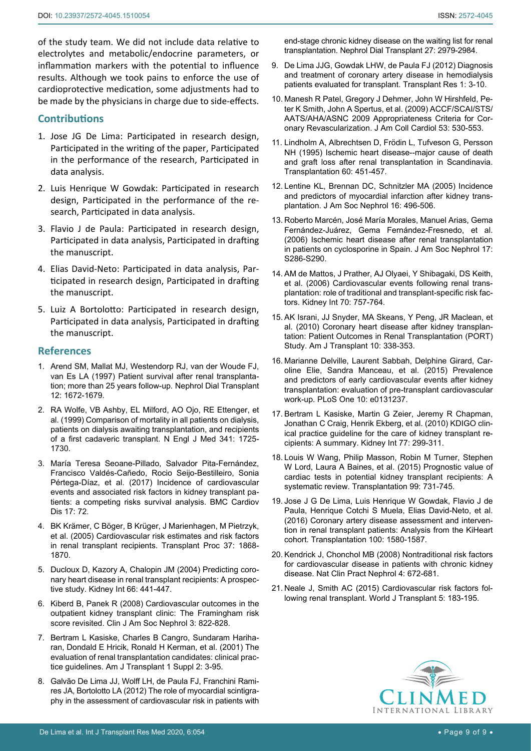of the study team. We did not include data relative to electrolytes and metabolic/endocrine parameters, or inflammation markers with the potential to influence results. Although we took pains to enforce the use of cardioprotective medication, some adjustments had to be made by the physicians in charge due to side-effects.

## Contributions

1. Jose JG De Lima: Participated in research design, Participated in the writing of the paper, Participated in the performance of the research, Participated in data analysis.
2. Luis Henrique W Gowdak: Participated in research design, Participated in the performance of the research, Participated in data analysis.
3. Flavio J de Paula: Participated in research design, Participated in data analysis, Participated in drafting the manuscript.
4. Elias David-Neto: Participated in data analysis, Participated in research design, Participated in drafting the manuscript.
5. Luiz A Bortolotto: Participated in research design, Participated in data analysis, Participated in drafting the manuscript.

## References

1. Arend SM, Mallat MJ, Westendorp RJ, van der Woude FJ, van Es LA (1997) Patient survival after renal transplantation; more than 25 years follow-up. Nephrol Dial Transplant 12: 1672-1679.
2. RA Wolfe, VB Ashby, EL Milford, AO Ojo, RE Ettenger, et al. (1999) Comparison of mortality in all patients on dialysis, patients on dialysis awaiting transplantation, and recipients of a first cadaveric transplant. N Engl J Med 341: 1725-1730.
3. María Teresa Seoane-Pillado, Salvador Pita-Fernández, Francisco Valdés-Cañedo, Rocio Seijo-Bestilleiro, Sonia Pértega-Díaz, et al. (2017) Incidence of cardiovascular events and associated risk factors in kidney transplant patients: a competing risks survival analysis. BMC Cardiov Dis 17: 72.
4. BK Krämer, C Böger, B Krüger, J Marienhagen, M Pietrzyk, et al. (2005) Cardiovascular risk estimates and risk factors in renal transplant recipients. Transplant Proc 37: 1868-1870.
5. Ducloux D, Kazory A, Chalopin JM (2004) Predicting coronary heart disease in renal transplant recipients: A prospective study. Kidney Int 66: 441-447.
6. Kiberd B, Panek R (2008) Cardiovascular outcomes in the outpatient kidney transplant clinic: The Framingham risk score revisited. Clin J Am Soc Nephrol 3: 822-828.
7. Bertram L Kasiske, Charles B Cangro, Sundaram Hariharan, Dondald E Hricik, Ronald H Kerman, et al. (2001) The evaluation of renal transplantation candidates: clinical practice guidelines. Am J Transplant 1 Suppl 2: 3-95.
8. Galvão De Lima JJ, Wolff LH, de Paula FJ, Franchini Ramires JA, Bortolotto LA (2012) The role of myocardial scintigraphy in the assessment of cardiovascular risk in patients with end-stage chronic kidney disease on the waiting list for renal transplantation. Nephrol Dial Transplant 27: 2979-2984.
9. De Lima JJG, Gowdak LHW, de Paula FJ (2012) Diagnosis and treatment of coronary artery disease in hemodialysis patients evaluated for transplant. Transplant Res 1: 3-10.
10. Manesh R Patel, Gregory J Dehmer, John W Hirshfeld, Peter K Smith, John A Spertus, et al. (2009) ACCF/SCAI/STS/AATS/AHA/ASNC 2009 Appropriateness Criteria for Coronary Revascularization. J Am Coll Cardiol 53: 530-553.
11. Lindholm A, Albrechtsen D, Frödin L, Tufveson G, Persson NH (1995) Ischemic heart disease--major cause of death and graft loss after renal transplantation in Scandinavia. Transplantation 60: 451-457.
12. Lentine KL, Brennan DC, Schnitzler MA (2005) Incidence and predictors of myocardial infarction after kidney transplantation. J Am Soc Nephrol 16: 496-506.
13. Roberto Marcén, José María Morales, Manuel Arias, Gema Fernández-Juárez, Gema Fernández-Fresnedo, et al. (2006) Ischemic heart disease after renal transplantation in patients on cyclosporine in Spain. J Am Soc Nephrol 17: S286-S290.
14. AM de Mattos, J Prather, AJ Olyaei, Y Shibagaki, DS Keith, et al. (2006) Cardiovascular events following renal transplantation: role of traditional and transplant-specific risk factors. Kidney Int 70: 757-764.
15. AK Israni, JJ Snyder, MA Skeans, Y Peng, JR Maclean, et al. (2010) Coronary heart disease after kidney transplantation: Patient Outcomes in Renal Transplantation (PORT) Study. Am J Transplant 10: 338-353.
16. Marianne Delville, Laurent Sabbah, Delphine Girard, Caroline Elie, Sandra Manceau, et al. (2015) Prevalence and predictors of early cardiovascular events after kidney transplantation: evaluation of pre-transplant cardiovascular work-up. PLoS One 10: e0131237.
17. Bertram L Kasiske, Martin G Zeier, Jeremy R Chapman, Jonathan C Craig, Henrik Ekberg, et al. (2010) KDIGO clinical practice guideline for the care of kidney transplant recipients: A summary. Kidney Int 77: 299-311.
18. Louis W Wang, Philip Masson, Robin M Turner, Stephen W Lord, Laura A Baines, et al. (2015) Prognostic value of cardiac tests in potential kidney transplant recipients: A systematic review. Transplantation 99: 731-745.
19. Jose J G De Lima, Luis Henrique W Gowdak, Flavio J de Paula, Henrique Cotchi S Muela, Elias David-Neto, et al. (2016) Coronary artery disease assessment and intervention in renal transplant patients: Analysis from the KiHeart cohort. Transplantation 100: 1580-1587.
20. Kendrick J, Chonchol MB (2008) Nontraditional risk factors for cardiovascular disease in patients with chronic kidney disease. Nat Clin Pract Nephrol 4: 672-681.
21. Neale J, Smith AC (2015) Cardiovascular risk factors following renal transplant. World J Transplant 5: 183-195.